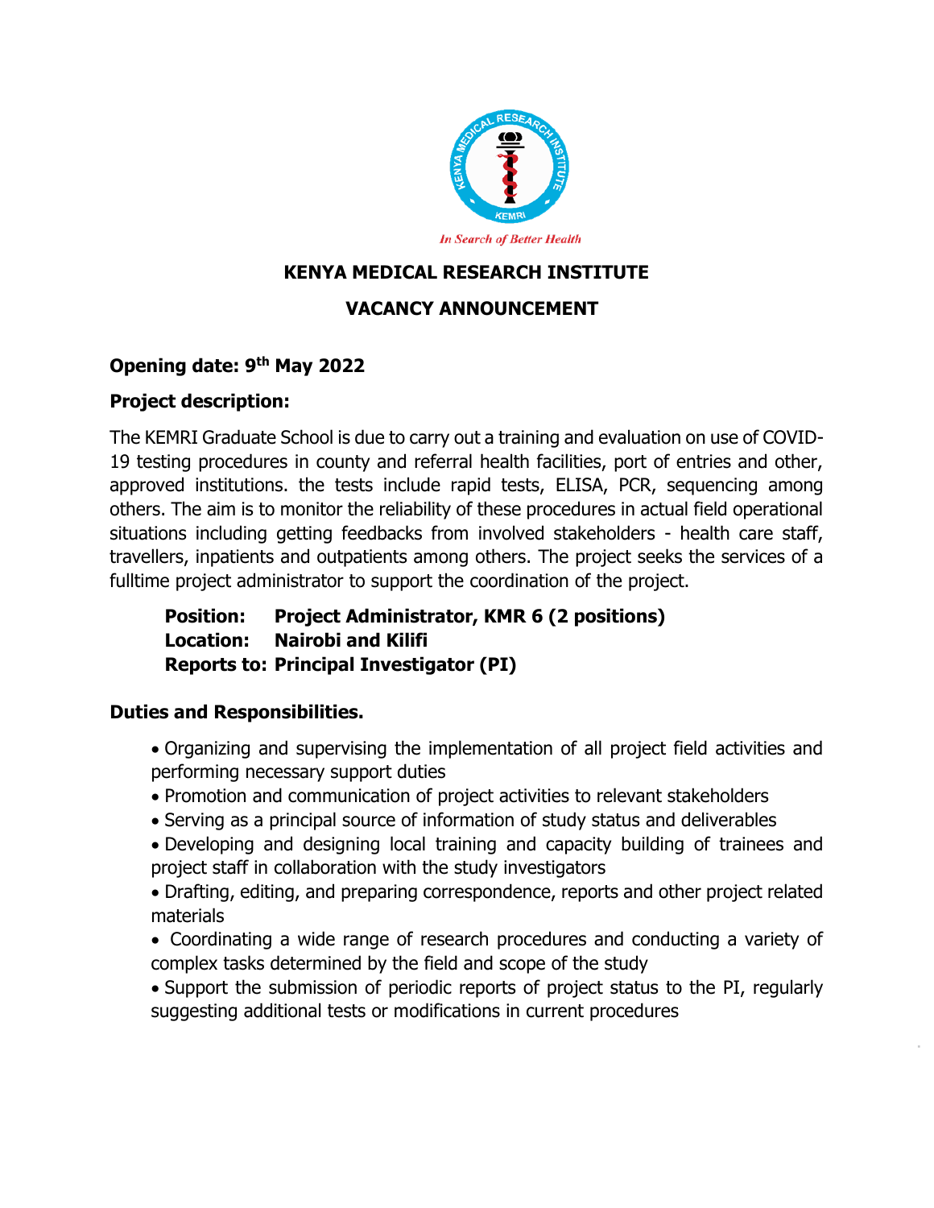In Search of Better Health

# KENYA MEDICAL RESEARCH INSTITUTE

## VACANCY ANNOUNCEMENT

**Opening date: 9th May 2022**

**Project description:**

The KEMRI Graduate School is due to carry out a training and evaluation on use of COVID-19 testing procedures in county and referral health facilities, port of entries and other, approved institutions. the tests include rapid tests, ELISA, PCR, sequencing among others. The aim is to monitor the reliability of these procedures in actual field operational situations including getting feedbacks from involved stakeholders - health care staff, travellers, inpatients and outpatients among others. The project seeks the services of a fulltime project administrator to support the coordination of the project.

**Position: Project Administrator, KMR 6 (2 positions)**
**Location: Nairobi and Kilifi**
**Reports to: Principal Investigator (PI)**

**Duties and Responsibilities.**

- Organizing and supervising the implementation of all project field activities and performing necessary support duties
- Promotion and communication of project activities to relevant stakeholders
- Serving as a principal source of information of study status and deliverables
- Developing and designing local training and capacity building of trainees and project staff in collaboration with the study investigators
- Drafting, editing, and preparing correspondence, reports and other project related materials
- Coordinating a wide range of research procedures and conducting a variety of complex tasks determined by the field and scope of the study
- Support the submission of periodic reports of project status to the PI, regularly suggesting additional tests or modifications in current procedures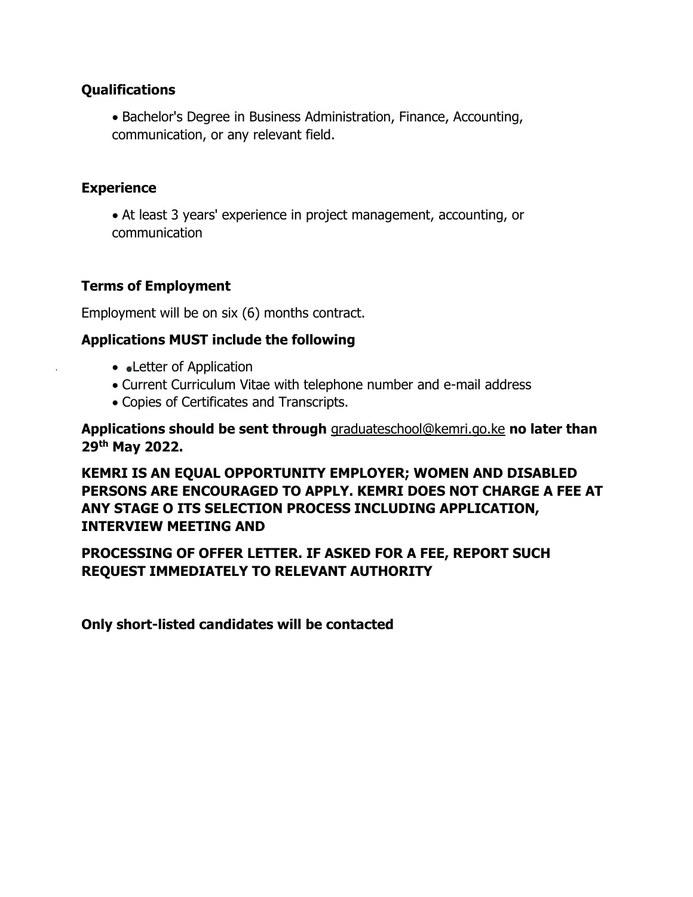**Qualifications**

- Bachelor's Degree in Business Administration, Finance, Accounting, communication, or any relevant field.

**Experience**

- At least 3 years' experience in project management, accounting, or communication

**Terms of Employment**

Employment will be on six (6) months contract.

**Applications MUST include the following**

- Letter of Application
- Current Curriculum Vitae with telephone number and e-mail address
- Copies of Certificates and Transcripts.

**Applications should be sent through** graduateschool@kemri.go.ke **no later than 29th May 2022.**

**KEMRI IS AN EQUAL OPPORTUNITY EMPLOYER; WOMEN AND DISABLED PERSONS ARE ENCOURAGED TO APPLY. KEMRI DOES NOT CHARGE A FEE AT ANY STAGE O ITS SELECTION PROCESS INCLUDING APPLICATION, INTERVIEW MEETING AND**

**PROCESSING OF OFFER LETTER. IF ASKED FOR A FEE, REPORT SUCH REQUEST IMMEDIATELY TO RELEVANT AUTHORITY**

**Only short-listed candidates will be contacted**